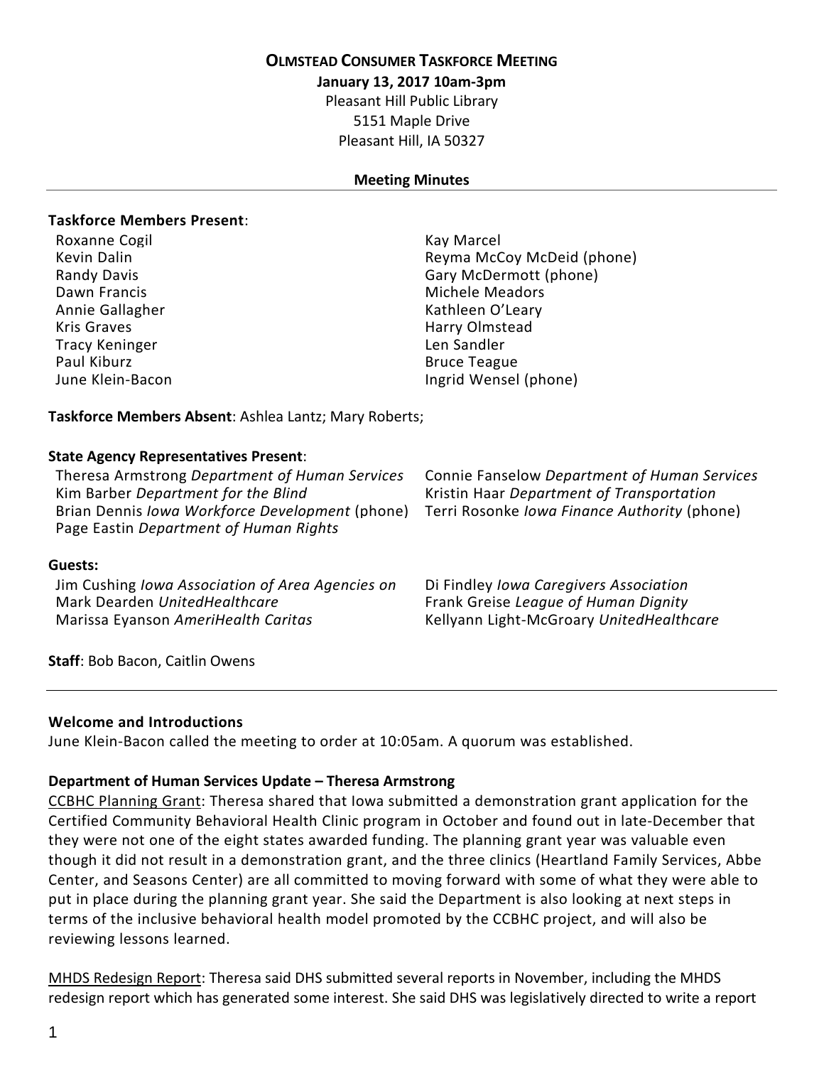# Olmstead Consumer Taskforce Meeting

**January 13, 2017 10am-3pm**

Pleasant Hill Public Library
5151 Maple Drive
Pleasant Hill, IA 50327

**Meeting Minutes**

---

**Taskforce Members Present**:

Roxanne Cogil
Kevin Dalin
Randy Davis
Dawn Francis
Annie Gallagher
Kris Graves
Tracy Keninger
Paul Kiburz
June Klein-Bacon
Kay Marcel
Reyma McCoy McDeid (phone)
Gary McDermott (phone)
Michele Meadors
Kathleen O'Leary
Harry Olmstead
Len Sandler
Bruce Teague
Ingrid Wensel (phone)

**Taskforce Members Absent**: Ashlea Lantz; Mary Roberts;

**State Agency Representatives Present**:

Theresa Armstrong *Department of Human Services*
Kim Barber *Department for the Blind*
Brian Dennis *Iowa Workforce Development* (phone)
Page Eastin *Department of Human Rights*
Connie Fanselow *Department of Human Services*
Kristin Haar *Department of Transportation*
Terri Rosonke *Iowa Finance Authority* (phone)

**Guests:**

Jim Cushing *Iowa Association of Area Agencies on*
Mark Dearden *UnitedHealthcare*
Marissa Eyanson *AmeriHealth Caritas*
Di Findley *Iowa Caregivers Association*
Frank Greise *League of Human Dignity*
Kellyann Light-McGroary *UnitedHealthcare*

**Staff**: Bob Bacon, Caitlin Owens

---

**Welcome and Introductions**

June Klein-Bacon called the meeting to order at 10:05am. A quorum was established.

**Department of Human Services Update – Theresa Armstrong**

CCBHC Planning Grant: Theresa shared that Iowa submitted a demonstration grant application for the Certified Community Behavioral Health Clinic program in October and found out in late-December that they were not one of the eight states awarded funding. The planning grant year was valuable even though it did not result in a demonstration grant, and the three clinics (Heartland Family Services, Abbe Center, and Seasons Center) are all committed to moving forward with some of what they were able to put in place during the planning grant year. She said the Department is also looking at next steps in terms of the inclusive behavioral health model promoted by the CCBHC project, and will also be reviewing lessons learned.

MHDS Redesign Report: Theresa said DHS submitted several reports in November, including the MHDS redesign report which has generated some interest. She said DHS was legislatively directed to write a report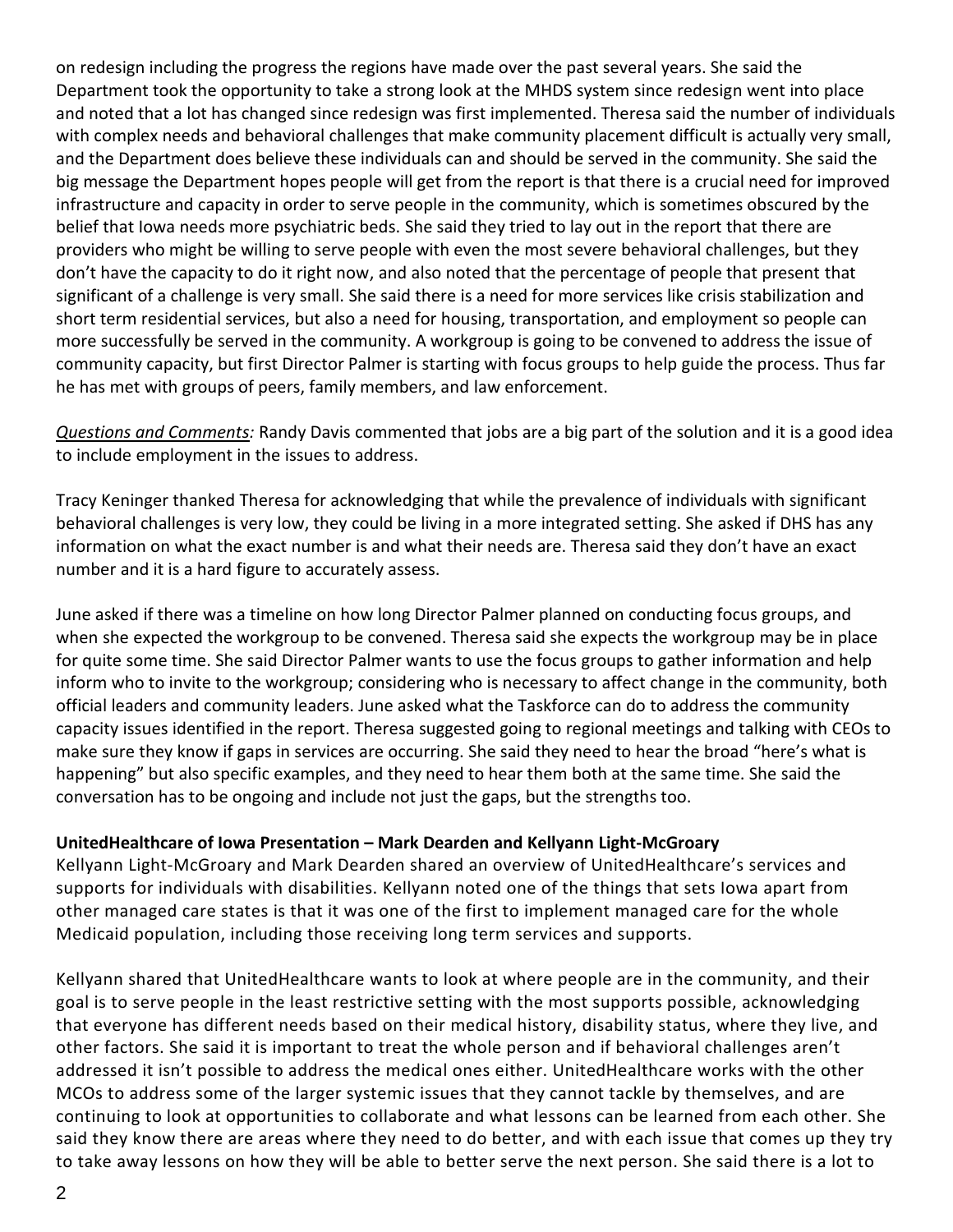on redesign including the progress the regions have made over the past several years. She said the Department took the opportunity to take a strong look at the MHDS system since redesign went into place and noted that a lot has changed since redesign was first implemented. Theresa said the number of individuals with complex needs and behavioral challenges that make community placement difficult is actually very small, and the Department does believe these individuals can and should be served in the community. She said the big message the Department hopes people will get from the report is that there is a crucial need for improved infrastructure and capacity in order to serve people in the community, which is sometimes obscured by the belief that Iowa needs more psychiatric beds. She said they tried to lay out in the report that there are providers who might be willing to serve people with even the most severe behavioral challenges, but they don't have the capacity to do it right now, and also noted that the percentage of people that present that significant of a challenge is very small. She said there is a need for more services like crisis stabilization and short term residential services, but also a need for housing, transportation, and employment so people can more successfully be served in the community. A workgroup is going to be convened to address the issue of community capacity, but first Director Palmer is starting with focus groups to help guide the process. Thus far he has met with groups of peers, family members, and law enforcement.

*Questions and Comments:* Randy Davis commented that jobs are a big part of the solution and it is a good idea to include employment in the issues to address.

Tracy Keninger thanked Theresa for acknowledging that while the prevalence of individuals with significant behavioral challenges is very low, they could be living in a more integrated setting. She asked if DHS has any information on what the exact number is and what their needs are. Theresa said they don't have an exact number and it is a hard figure to accurately assess.

June asked if there was a timeline on how long Director Palmer planned on conducting focus groups, and when she expected the workgroup to be convened. Theresa said she expects the workgroup may be in place for quite some time. She said Director Palmer wants to use the focus groups to gather information and help inform who to invite to the workgroup; considering who is necessary to affect change in the community, both official leaders and community leaders. June asked what the Taskforce can do to address the community capacity issues identified in the report. Theresa suggested going to regional meetings and talking with CEOs to make sure they know if gaps in services are occurring. She said they need to hear the broad "here's what is happening" but also specific examples, and they need to hear them both at the same time. She said the conversation has to be ongoing and include not just the gaps, but the strengths too.

**UnitedHealthcare of Iowa Presentation – Mark Dearden and Kellyann Light-McGroary**

Kellyann Light-McGroary and Mark Dearden shared an overview of UnitedHealthcare's services and supports for individuals with disabilities. Kellyann noted one of the things that sets Iowa apart from other managed care states is that it was one of the first to implement managed care for the whole Medicaid population, including those receiving long term services and supports.

Kellyann shared that UnitedHealthcare wants to look at where people are in the community, and their goal is to serve people in the least restrictive setting with the most supports possible, acknowledging that everyone has different needs based on their medical history, disability status, where they live, and other factors. She said it is important to treat the whole person and if behavioral challenges aren't addressed it isn't possible to address the medical ones either. UnitedHealthcare works with the other MCOs to address some of the larger systemic issues that they cannot tackle by themselves, and are continuing to look at opportunities to collaborate and what lessons can be learned from each other. She said they know there are areas where they need to do better, and with each issue that comes up they try to take away lessons on how they will be able to better serve the next person. She said there is a lot to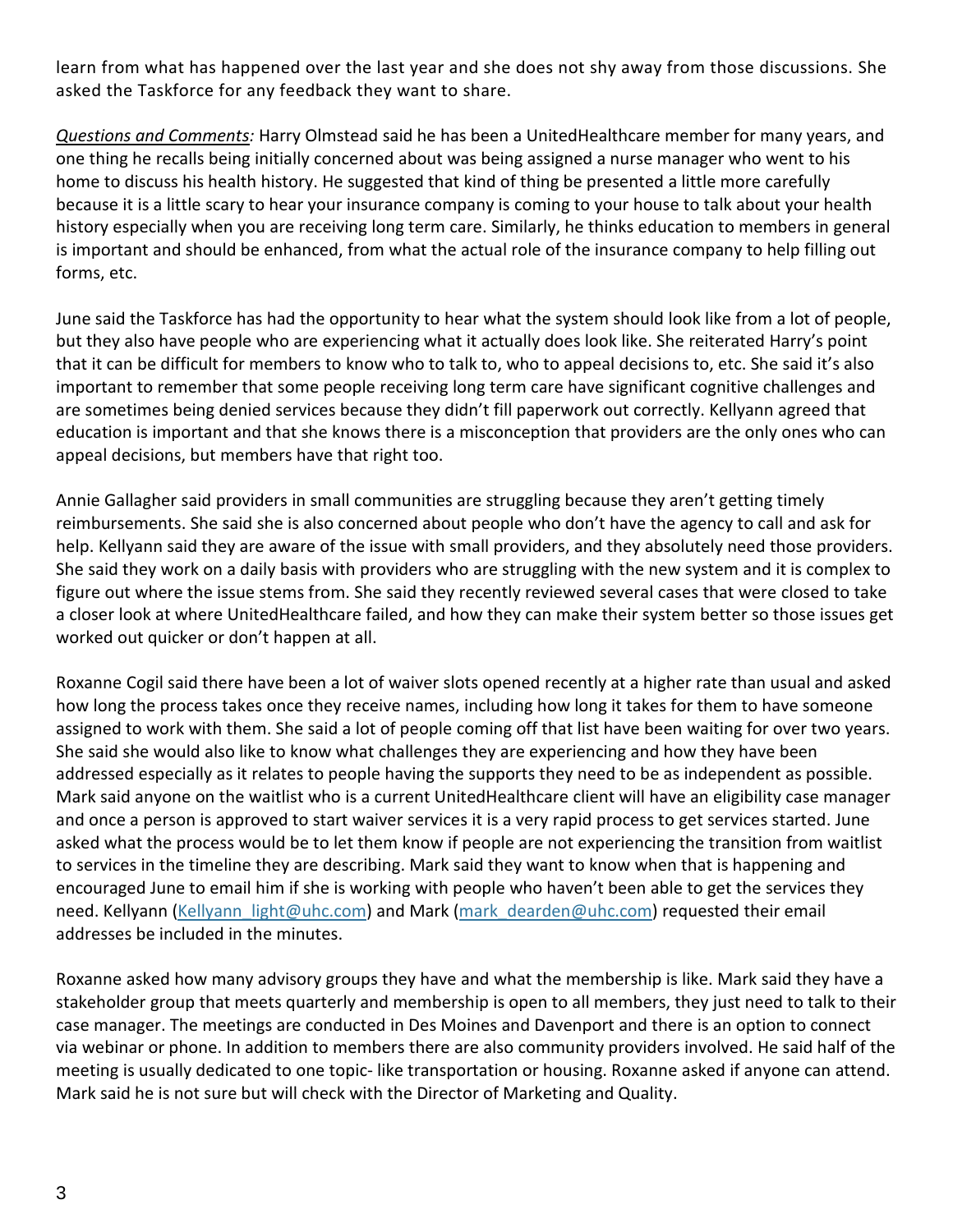learn from what has happened over the last year and she does not shy away from those discussions. She asked the Taskforce for any feedback they want to share.

*Questions and Comments:* Harry Olmstead said he has been a UnitedHealthcare member for many years, and one thing he recalls being initially concerned about was being assigned a nurse manager who went to his home to discuss his health history. He suggested that kind of thing be presented a little more carefully because it is a little scary to hear your insurance company is coming to your house to talk about your health history especially when you are receiving long term care. Similarly, he thinks education to members in general is important and should be enhanced, from what the actual role of the insurance company to help filling out forms, etc.

June said the Taskforce has had the opportunity to hear what the system should look like from a lot of people, but they also have people who are experiencing what it actually does look like. She reiterated Harry's point that it can be difficult for members to know who to talk to, who to appeal decisions to, etc. She said it's also important to remember that some people receiving long term care have significant cognitive challenges and are sometimes being denied services because they didn't fill paperwork out correctly. Kellyann agreed that education is important and that she knows there is a misconception that providers are the only ones who can appeal decisions, but members have that right too.

Annie Gallagher said providers in small communities are struggling because they aren't getting timely reimbursements. She said she is also concerned about people who don't have the agency to call and ask for help. Kellyann said they are aware of the issue with small providers, and they absolutely need those providers. She said they work on a daily basis with providers who are struggling with the new system and it is complex to figure out where the issue stems from. She said they recently reviewed several cases that were closed to take a closer look at where UnitedHealthcare failed, and how they can make their system better so those issues get worked out quicker or don't happen at all.

Roxanne Cogil said there have been a lot of waiver slots opened recently at a higher rate than usual and asked how long the process takes once they receive names, including how long it takes for them to have someone assigned to work with them. She said a lot of people coming off that list have been waiting for over two years. She said she would also like to know what challenges they are experiencing and how they have been addressed especially as it relates to people having the supports they need to be as independent as possible. Mark said anyone on the waitlist who is a current UnitedHealthcare client will have an eligibility case manager and once a person is approved to start waiver services it is a very rapid process to get services started. June asked what the process would be to let them know if people are not experiencing the transition from waitlist to services in the timeline they are describing. Mark said they want to know when that is happening and encouraged June to email him if she is working with people who haven't been able to get the services they need. Kellyann (Kellyann_light@uhc.com) and Mark (mark_dearden@uhc.com) requested their email addresses be included in the minutes.

Roxanne asked how many advisory groups they have and what the membership is like. Mark said they have a stakeholder group that meets quarterly and membership is open to all members, they just need to talk to their case manager. The meetings are conducted in Des Moines and Davenport and there is an option to connect via webinar or phone. In addition to members there are also community providers involved. He said half of the meeting is usually dedicated to one topic- like transportation or housing. Roxanne asked if anyone can attend. Mark said he is not sure but will check with the Director of Marketing and Quality.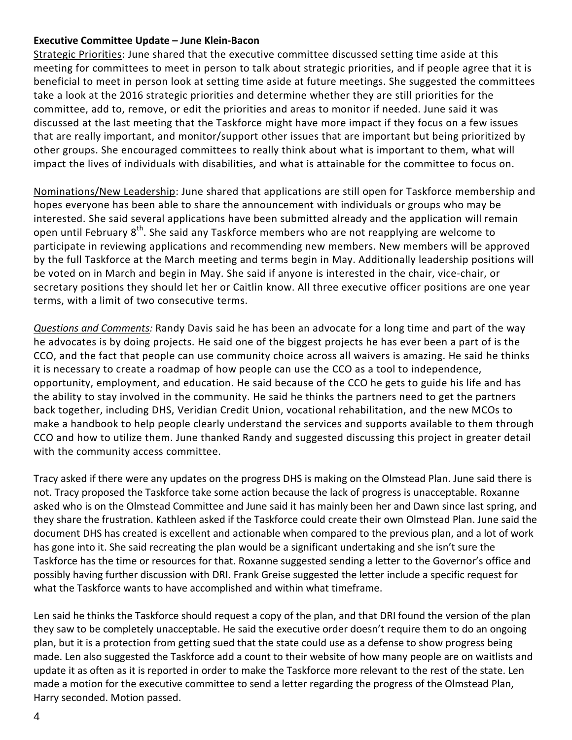**Executive Committee Update – June Klein-Bacon**

Strategic Priorities: June shared that the executive committee discussed setting time aside at this meeting for committees to meet in person to talk about strategic priorities, and if people agree that it is beneficial to meet in person look at setting time aside at future meetings. She suggested the committees take a look at the 2016 strategic priorities and determine whether they are still priorities for the committee, add to, remove, or edit the priorities and areas to monitor if needed. June said it was discussed at the last meeting that the Taskforce might have more impact if they focus on a few issues that are really important, and monitor/support other issues that are important but being prioritized by other groups. She encouraged committees to really think about what is important to them, what will impact the lives of individuals with disabilities, and what is attainable for the committee to focus on.

Nominations/New Leadership: June shared that applications are still open for Taskforce membership and hopes everyone has been able to share the announcement with individuals or groups who may be interested. She said several applications have been submitted already and the application will remain open until February 8th. She said any Taskforce members who are not reapplying are welcome to participate in reviewing applications and recommending new members. New members will be approved by the full Taskforce at the March meeting and terms begin in May. Additionally leadership positions will be voted on in March and begin in May. She said if anyone is interested in the chair, vice-chair, or secretary positions they should let her or Caitlin know. All three executive officer positions are one year terms, with a limit of two consecutive terms.

*Questions and Comments:* Randy Davis said he has been an advocate for a long time and part of the way he advocates is by doing projects. He said one of the biggest projects he has ever been a part of is the CCO, and the fact that people can use community choice across all waivers is amazing. He said he thinks it is necessary to create a roadmap of how people can use the CCO as a tool to independence, opportunity, employment, and education. He said because of the CCO he gets to guide his life and has the ability to stay involved in the community. He said he thinks the partners need to get the partners back together, including DHS, Veridian Credit Union, vocational rehabilitation, and the new MCOs to make a handbook to help people clearly understand the services and supports available to them through CCO and how to utilize them. June thanked Randy and suggested discussing this project in greater detail with the community access committee.

Tracy asked if there were any updates on the progress DHS is making on the Olmstead Plan. June said there is not. Tracy proposed the Taskforce take some action because the lack of progress is unacceptable. Roxanne asked who is on the Olmstead Committee and June said it has mainly been her and Dawn since last spring, and they share the frustration. Kathleen asked if the Taskforce could create their own Olmstead Plan. June said the document DHS has created is excellent and actionable when compared to the previous plan, and a lot of work has gone into it. She said recreating the plan would be a significant undertaking and she isn't sure the Taskforce has the time or resources for that. Roxanne suggested sending a letter to the Governor's office and possibly having further discussion with DRI. Frank Greise suggested the letter include a specific request for what the Taskforce wants to have accomplished and within what timeframe.

Len said he thinks the Taskforce should request a copy of the plan, and that DRI found the version of the plan they saw to be completely unacceptable. He said the executive order doesn't require them to do an ongoing plan, but it is a protection from getting sued that the state could use as a defense to show progress being made. Len also suggested the Taskforce add a count to their website of how many people are on waitlists and update it as often as it is reported in order to make the Taskforce more relevant to the rest of the state. Len made a motion for the executive committee to send a letter regarding the progress of the Olmstead Plan, Harry seconded. Motion passed.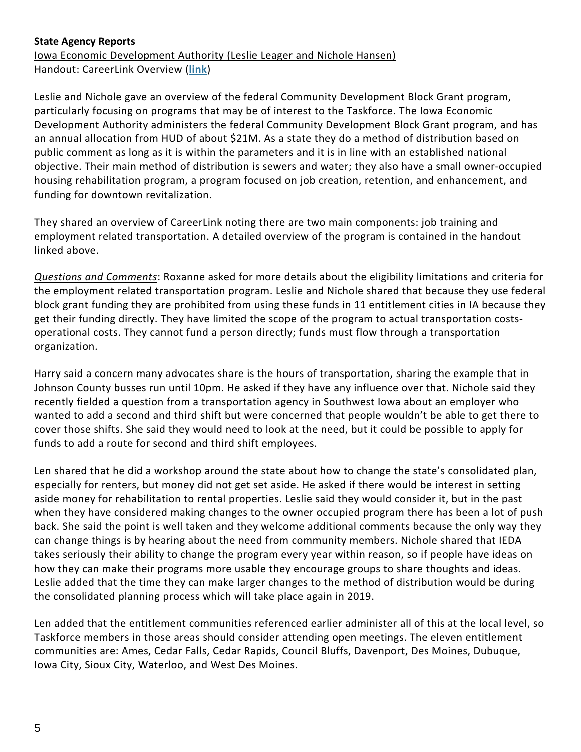**State Agency Reports**

Iowa Economic Development Authority (Leslie Leager and Nichole Hansen)

Handout: CareerLink Overview (**link**)

Leslie and Nichole gave an overview of the federal Community Development Block Grant program, particularly focusing on programs that may be of interest to the Taskforce. The Iowa Economic Development Authority administers the federal Community Development Block Grant program, and has an annual allocation from HUD of about $21M. As a state they do a method of distribution based on public comment as long as it is within the parameters and it is in line with an established national objective. Their main method of distribution is sewers and water; they also have a small owner-occupied housing rehabilitation program, a program focused on job creation, retention, and enhancement, and funding for downtown revitalization.

They shared an overview of CareerLink noting there are two main components: job training and employment related transportation. A detailed overview of the program is contained in the handout linked above.

*Questions and Comments*: Roxanne asked for more details about the eligibility limitations and criteria for the employment related transportation program. Leslie and Nichole shared that because they use federal block grant funding they are prohibited from using these funds in 11 entitlement cities in IA because they get their funding directly. They have limited the scope of the program to actual transportation costs-operational costs. They cannot fund a person directly; funds must flow through a transportation organization.

Harry said a concern many advocates share is the hours of transportation, sharing the example that in Johnson County busses run until 10pm. He asked if they have any influence over that. Nichole said they recently fielded a question from a transportation agency in Southwest Iowa about an employer who wanted to add a second and third shift but were concerned that people wouldn't be able to get there to cover those shifts. She said they would need to look at the need, but it could be possible to apply for funds to add a route for second and third shift employees.

Len shared that he did a workshop around the state about how to change the state's consolidated plan, especially for renters, but money did not get set aside. He asked if there would be interest in setting aside money for rehabilitation to rental properties. Leslie said they would consider it, but in the past when they have considered making changes to the owner occupied program there has been a lot of push back. She said the point is well taken and they welcome additional comments because the only way they can change things is by hearing about the need from community members. Nichole shared that IEDA takes seriously their ability to change the program every year within reason, so if people have ideas on how they can make their programs more usable they encourage groups to share thoughts and ideas. Leslie added that the time they can make larger changes to the method of distribution would be during the consolidated planning process which will take place again in 2019.

Len added that the entitlement communities referenced earlier administer all of this at the local level, so Taskforce members in those areas should consider attending open meetings. The eleven entitlement communities are: Ames, Cedar Falls, Cedar Rapids, Council Bluffs, Davenport, Des Moines, Dubuque, Iowa City, Sioux City, Waterloo, and West Des Moines.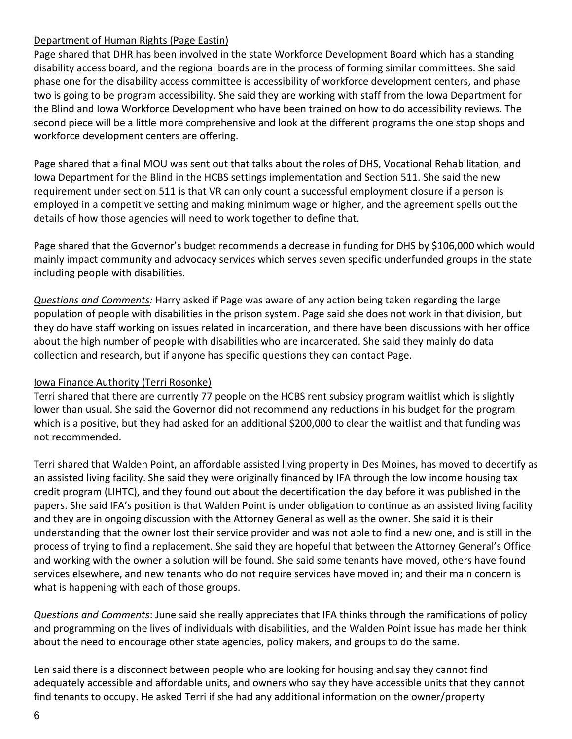Department of Human Rights (Page Eastin)

Page shared that DHR has been involved in the state Workforce Development Board which has a standing disability access board, and the regional boards are in the process of forming similar committees. She said phase one for the disability access committee is accessibility of workforce development centers, and phase two is going to be program accessibility. She said they are working with staff from the Iowa Department for the Blind and Iowa Workforce Development who have been trained on how to do accessibility reviews. The second piece will be a little more comprehensive and look at the different programs the one stop shops and workforce development centers are offering.

Page shared that a final MOU was sent out that talks about the roles of DHS, Vocational Rehabilitation, and Iowa Department for the Blind in the HCBS settings implementation and Section 511. She said the new requirement under section 511 is that VR can only count a successful employment closure if a person is employed in a competitive setting and making minimum wage or higher, and the agreement spells out the details of how those agencies will need to work together to define that.

Page shared that the Governor's budget recommends a decrease in funding for DHS by $106,000 which would mainly impact community and advocacy services which serves seven specific underfunded groups in the state including people with disabilities.

*Questions and Comments:* Harry asked if Page was aware of any action being taken regarding the large population of people with disabilities in the prison system. Page said she does not work in that division, but they do have staff working on issues related in incarceration, and there have been discussions with her office about the high number of people with disabilities who are incarcerated. She said they mainly do data collection and research, but if anyone has specific questions they can contact Page.

Iowa Finance Authority (Terri Rosonke)

Terri shared that there are currently 77 people on the HCBS rent subsidy program waitlist which is slightly lower than usual. She said the Governor did not recommend any reductions in his budget for the program which is a positive, but they had asked for an additional $200,000 to clear the waitlist and that funding was not recommended.

Terri shared that Walden Point, an affordable assisted living property in Des Moines, has moved to decertify as an assisted living facility. She said they were originally financed by IFA through the low income housing tax credit program (LIHTC), and they found out about the decertification the day before it was published in the papers. She said IFA's position is that Walden Point is under obligation to continue as an assisted living facility and they are in ongoing discussion with the Attorney General as well as the owner. She said it is their understanding that the owner lost their service provider and was not able to find a new one, and is still in the process of trying to find a replacement. She said they are hopeful that between the Attorney General's Office and working with the owner a solution will be found. She said some tenants have moved, others have found services elsewhere, and new tenants who do not require services have moved in; and their main concern is what is happening with each of those groups.

*Questions and Comments*: June said she really appreciates that IFA thinks through the ramifications of policy and programming on the lives of individuals with disabilities, and the Walden Point issue has made her think about the need to encourage other state agencies, policy makers, and groups to do the same.

Len said there is a disconnect between people who are looking for housing and say they cannot find adequately accessible and affordable units, and owners who say they have accessible units that they cannot find tenants to occupy. He asked Terri if she had any additional information on the owner/property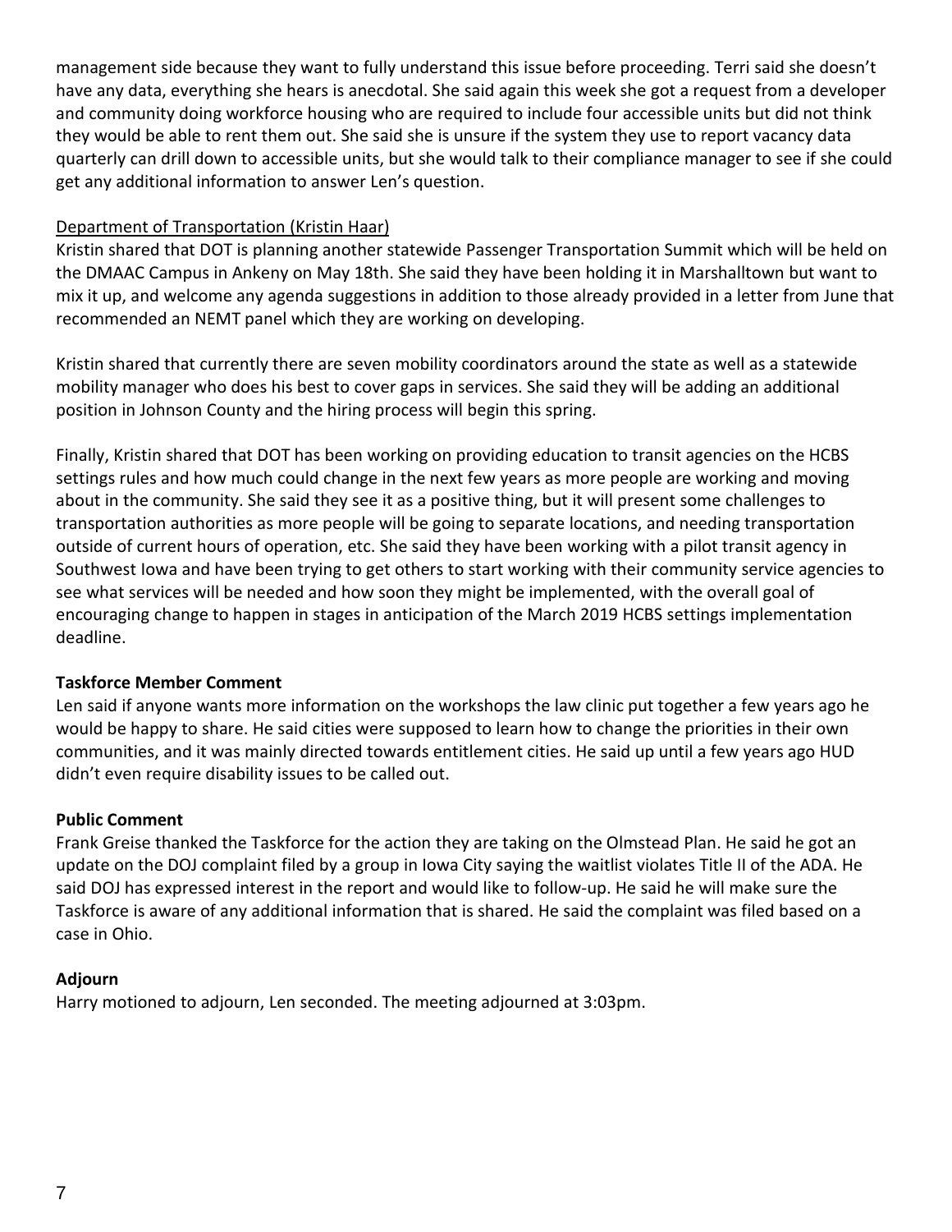management side because they want to fully understand this issue before proceeding. Terri said she doesn't have any data, everything she hears is anecdotal. She said again this week she got a request from a developer and community doing workforce housing who are required to include four accessible units but did not think they would be able to rent them out. She said she is unsure if the system they use to report vacancy data quarterly can drill down to accessible units, but she would talk to their compliance manager to see if she could get any additional information to answer Len's question.

<u>Department of Transportation (Kristin Haar)</u>

Kristin shared that DOT is planning another statewide Passenger Transportation Summit which will be held on the DMAAC Campus in Ankeny on May 18th. She said they have been holding it in Marshalltown but want to mix it up, and welcome any agenda suggestions in addition to those already provided in a letter from June that recommended an NEMT panel which they are working on developing.

Kristin shared that currently there are seven mobility coordinators around the state as well as a statewide mobility manager who does his best to cover gaps in services. She said they will be adding an additional position in Johnson County and the hiring process will begin this spring.

Finally, Kristin shared that DOT has been working on providing education to transit agencies on the HCBS settings rules and how much could change in the next few years as more people are working and moving about in the community. She said they see it as a positive thing, but it will present some challenges to transportation authorities as more people will be going to separate locations, and needing transportation outside of current hours of operation, etc. She said they have been working with a pilot transit agency in Southwest Iowa and have been trying to get others to start working with their community service agencies to see what services will be needed and how soon they might be implemented, with the overall goal of encouraging change to happen in stages in anticipation of the March 2019 HCBS settings implementation deadline.

**Taskforce Member Comment**

Len said if anyone wants more information on the workshops the law clinic put together a few years ago he would be happy to share. He said cities were supposed to learn how to change the priorities in their own communities, and it was mainly directed towards entitlement cities. He said up until a few years ago HUD didn't even require disability issues to be called out.

**Public Comment**

Frank Greise thanked the Taskforce for the action they are taking on the Olmstead Plan. He said he got an update on the DOJ complaint filed by a group in Iowa City saying the waitlist violates Title II of the ADA. He said DOJ has expressed interest in the report and would like to follow-up. He said he will make sure the Taskforce is aware of any additional information that is shared. He said the complaint was filed based on a case in Ohio.

**Adjourn**

Harry motioned to adjourn, Len seconded. The meeting adjourned at 3:03pm.